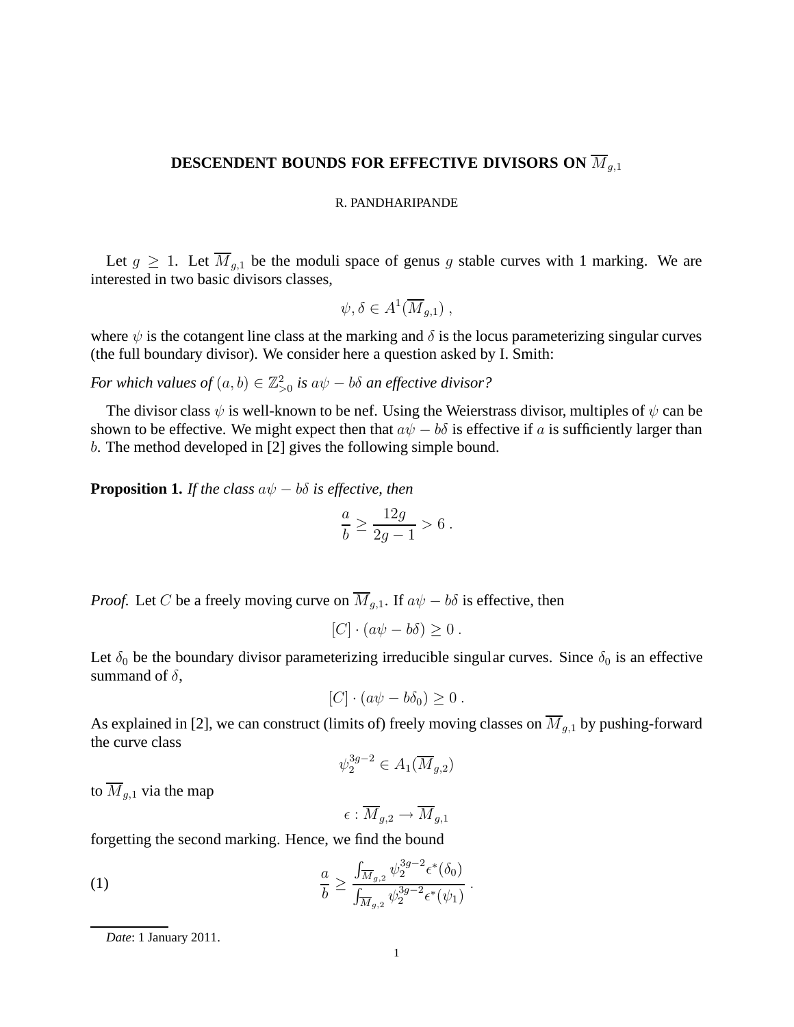# DESCENDENT BOUNDS FOR EFFECTIVE DIVISORS ON $\overline{M}_{g,1}$

R. PANDHARIPANDE

Let $g \geq 1$. Let $\overline{M}_{g,1}$ be the moduli space of genus $g$ stable curves with 1 marking. We are interested in two basic divisors classes,

$$\psi, \delta \in A^1(\overline{M}_{g,1}) \ ,$$

where $\psi$ is the cotangent line class at the marking and $\delta$ is the locus parameterizing singular curves (the full boundary divisor). We consider here a question asked by I. Smith:

*For which values of $(a,b) \in \mathbb{Z}^2_{>0}$ is $a\psi - b\delta$ an effective divisor?*

The divisor class $\psi$ is well-known to be nef. Using the Weierstrass divisor, multiples of $\psi$ can be shown to be effective. We might expect then that $a\psi - b\delta$ is effective if $a$ is sufficiently larger than $b$. The method developed in [2] gives the following simple bound.

**Proposition 1.** *If the class $a\psi - b\delta$ is effective, then*

$$\frac{a}{b} \geq \frac{12g}{2g-1} > 6 \ .$$

*Proof.* Let $C$ be a freely moving curve on $\overline{M}_{g,1}$. If $a\psi - b\delta$ is effective, then

$$[C] \cdot (a\psi - b\delta) \geq 0 \ .$$

Let $\delta_0$ be the boundary divisor parameterizing irreducible singular curves. Since $\delta_0$ is an effective summand of $\delta$,

$$[C] \cdot (a\psi - b\delta_0) \geq 0 \ .$$

As explained in [2], we can construct (limits of) freely moving classes on $\overline{M}_{g,1}$ by pushing-forward the curve class

$$\psi_2^{3g-2} \in A_1(\overline{M}_{g,2})$$

to $\overline{M}_{g,1}$ via the map

$$\epsilon : \overline{M}_{g,2} \to \overline{M}_{g,1}$$

forgetting the second marking. Hence, we find the bound

$$\frac{a}{b} \geq \frac{\int_{\overline{M}_{g,2}} \psi_2^{3g-2} \epsilon^*(\delta_0)}{\int_{\overline{M}_{g,2}} \psi_2^{3g-2} \epsilon^*(\psi_1)} \ . \tag{1}$$

---

*Date*: 1 January 2011.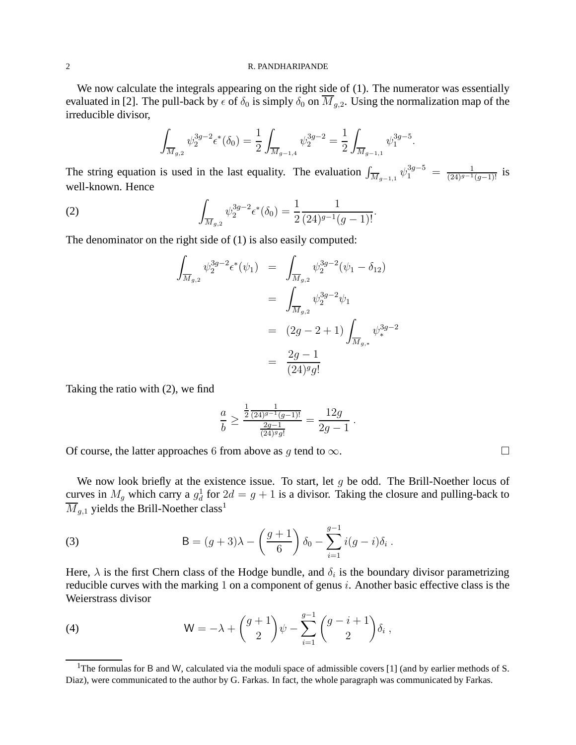We now calculate the integrals appearing on the right side of (1). The numerator was essentially evaluated in [2]. The pull-back by $\epsilon$ of $\delta_0$ is simply $\delta_0$ on $\overline{M}_{g,2}$. Using the normalization map of the irreducible divisor,

$$\int_{\overline{M}_{g,2}} \psi_2^{3g-2}\epsilon^*(\delta_0) = \frac{1}{2}\int_{\overline{M}_{g-1,4}} \psi_2^{3g-2} = \frac{1}{2}\int_{\overline{M}_{g-1,1}} \psi_1^{3g-5}.$$

The string equation is used in the last equality. The evaluation $\int_{\overline{M}_{g-1,1}} \psi_1^{3g-5} = \frac{1}{(24)^{g-1}(g-1)!}$ is well-known. Hence

$$\int_{\overline{M}_{g,2}} \psi_2^{3g-2}\epsilon^*(\delta_0) = \frac{1}{2}\frac{1}{(24)^{g-1}(g-1)!}. \tag{2}$$

The denominator on the right side of (1) is also easily computed:

$$\begin{aligned}
\int_{\overline{M}_{g,2}} \psi_2^{3g-2}\epsilon^*(\psi_1) &= \int_{\overline{M}_{g,2}} \psi_2^{3g-2}(\psi_1 - \delta_{12}) \\
&= \int_{\overline{M}_{g,2}} \psi_2^{3g-2}\psi_1 \\
&= (2g-2+1)\int_{\overline{M}_{g,*}} \psi_*^{3g-2} \\
&= \frac{2g-1}{(24)^g g!}
\end{aligned}$$

Taking the ratio with (2), we find

$$\frac{a}{b} \geq \frac{\frac{1}{2}\frac{1}{(24)^{g-1}(g-1)!}}{\frac{2g-1}{(24)^g g!}} = \frac{12g}{2g-1}\ .$$

Of course, the latter approaches $6$ from above as $g$ tend to $\infty$. $\square$

We now look briefly at the existence issue. To start, let $g$ be odd. The Brill-Noether locus of curves in $M_g$ which carry a $g^1_d$ for $2d = g+1$ is a divisor. Taking the closure and pulling-back to $\overline{M}_{g,1}$ yields the Brill-Noether class[1]

$$\mathsf{B} = (g+3)\lambda - \left(\frac{g+1}{6}\right)\delta_0 - \sum_{i=1}^{g-1} i(g-i)\delta_i\ . \tag{3}$$

Here, $\lambda$ is the first Chern class of the Hodge bundle, and $\delta_i$ is the boundary divisor parametrizing reducible curves with the marking $1$ on a component of genus $i$. Another basic effective class is the Weierstrass divisor

$$\mathsf{W} = -\lambda + \binom{g+1}{2}\psi - \sum_{i=1}^{g-1}\binom{g-i+1}{2}\delta_i\ , \tag{4}$$

[1] The formulas for $\mathsf{B}$ and $\mathsf{W}$, calculated via the moduli space of admissible covers [1] (and by earlier methods of S. Diaz), were communicated to the author by G. Farkas. In fact, the whole paragraph was communicated by Farkas.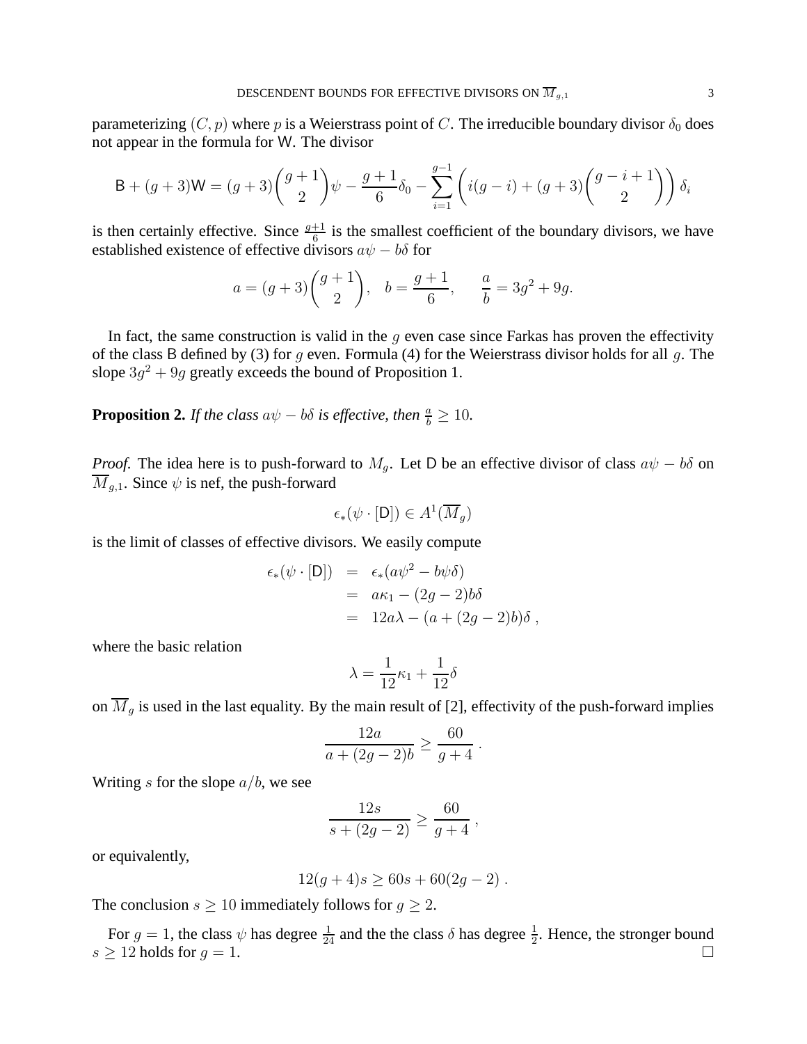parameterizing $(C,p)$ where $p$ is a Weierstrass point of $C$. The irreducible boundary divisor $\delta_0$ does not appear in the formula for $\mathsf{W}$. The divisor

$$\mathsf{B} + (g+3)\mathsf{W} = (g+3)\binom{g+1}{2}\psi - \frac{g+1}{6}\delta_0 - \sum_{i=1}^{g-1}\left(i(g-i) + (g+3)\binom{g-i+1}{2}\right)\delta_i$$

is then certainly effective. Since $\frac{g+1}{6}$ is the smallest coefficient of the boundary divisors, we have established existence of effective divisors $a\psi - b\delta$ for

$$a = (g+3)\binom{g+1}{2}, \quad b = \frac{g+1}{6}, \qquad \frac{a}{b} = 3g^2 + 9g.$$

In fact, the same construction is valid in the $g$ even case since Farkas has proven the effectivity of the class $\mathsf{B}$ defined by (3) for $g$ even. Formula (4) for the Weierstrass divisor holds for all $g$. The slope $3g^2 + 9g$ greatly exceeds the bound of Proposition 1.

**Proposition 2.** *If the class $a\psi - b\delta$ is effective, then $\frac{a}{b} \geq 10$.*

*Proof.* The idea here is to push-forward to $M_g$. Let $\mathsf{D}$ be an effective divisor of class $a\psi - b\delta$ on $\overline{M}_{g,1}$. Since $\psi$ is nef, the push-forward

$$\epsilon_*(\psi \cdot [\mathsf{D}]) \in A^1(\overline{M}_g)$$

is the limit of classes of effective divisors. We easily compute

$$\begin{aligned}
\epsilon_*(\psi \cdot [\mathsf{D}]) &= \epsilon_*(a\psi^2 - b\psi\delta) \\
&= a\kappa_1 - (2g-2)b\delta \\
&= 12a\lambda - (a + (2g-2)b)\delta \ ,
\end{aligned}$$

where the basic relation

$$\lambda = \frac{1}{12}\kappa_1 + \frac{1}{12}\delta$$

on $\overline{M}_g$ is used in the last equality. By the main result of [2], effectivity of the push-forward implies

$$\frac{12a}{a + (2g-2)b} \geq \frac{60}{g+4} \ .$$

Writing $s$ for the slope $a/b$, we see

$$\frac{12s}{s + (2g-2)} \geq \frac{60}{g+4} \ ,$$

or equivalently,

$$12(g+4)s \geq 60s + 60(2g-2) \ .$$

The conclusion $s \geq 10$ immediately follows for $g \geq 2$.

For $g = 1$, the class $\psi$ has degree $\frac{1}{24}$ and the the class $\delta$ has degree $\frac{1}{2}$. Hence, the stronger bound $s \geq 12$ holds for $g = 1$. $\square$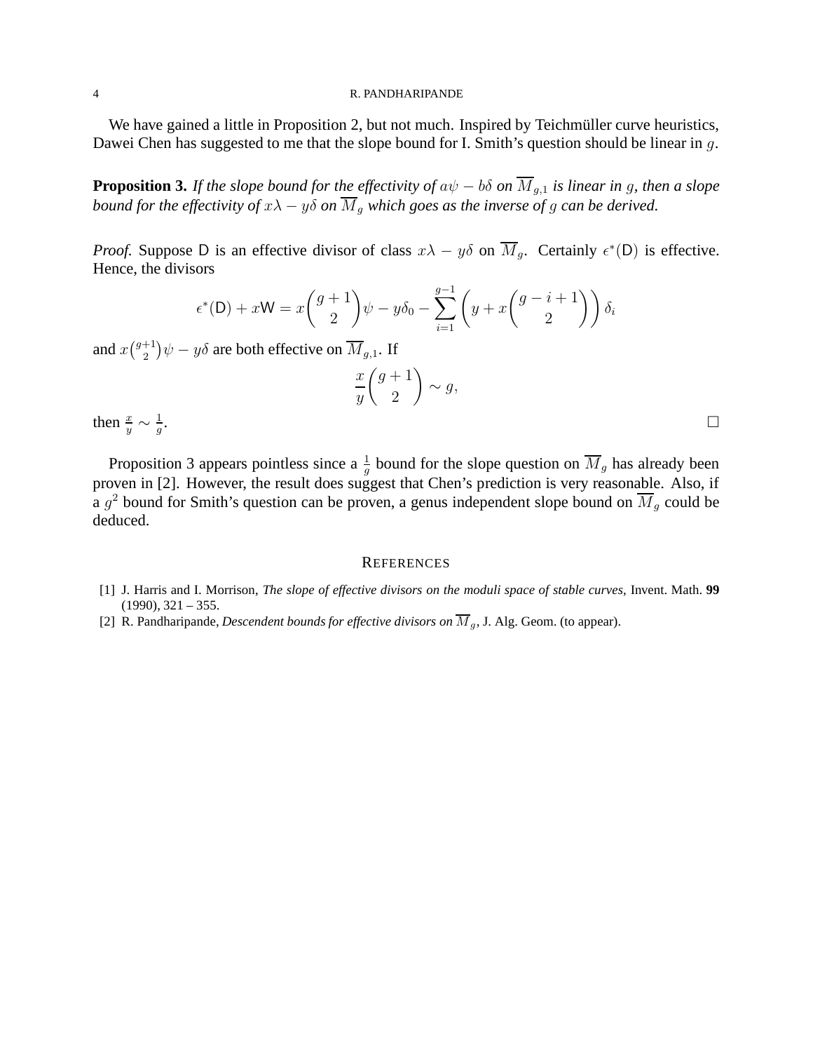We have gained a little in Proposition 2, but not much. Inspired by Teichmüller curve heuristics, Dawei Chen has suggested to me that the slope bound for I. Smith's question should be linear in $g$.

**Proposition 3.** *If the slope bound for the effectivity of $a\psi - b\delta$ on $\overline{M}_{g,1}$ is linear in $g$, then a slope bound for the effectivity of $x\lambda - y\delta$ on $\overline{M}_g$ which goes as the inverse of $g$ can be derived.*

*Proof.* Suppose $\mathsf{D}$ is an effective divisor of class $x\lambda - y\delta$ on $\overline{M}_g$. Certainly $\epsilon^*(\mathsf{D})$ is effective. Hence, the divisors

$$\epsilon^*(\mathsf{D}) + x\mathsf{W} = x\binom{g+1}{2}\psi - y\delta_0 - \sum_{i=1}^{g-1}\left(y + x\binom{g-i+1}{2}\right)\delta_i$$

and $x\binom{g+1}{2}\psi - y\delta$ are both effective on $\overline{M}_{g,1}$. If

$$\frac{x}{y}\binom{g+1}{2} \sim g,$$

then $\frac{x}{y} \sim \frac{1}{g}$. $\square$

Proposition 3 appears pointless since a $\frac{1}{g}$ bound for the slope question on $\overline{M}_g$ has already been proven in [2]. However, the result does suggest that Chen's prediction is very reasonable. Also, if a $g^2$ bound for Smith's question can be proven, a genus independent slope bound on $\overline{M}_g$ could be deduced.

## References

[1] J. Harris and I. Morrison, *The slope of effective divisors on the moduli space of stable curves*, Invent. Math. **99** (1990), 321 – 355.

[2] R. Pandharipande, *Descendent bounds for effective divisors on $\overline{M}_g$*, J. Alg. Geom. (to appear).